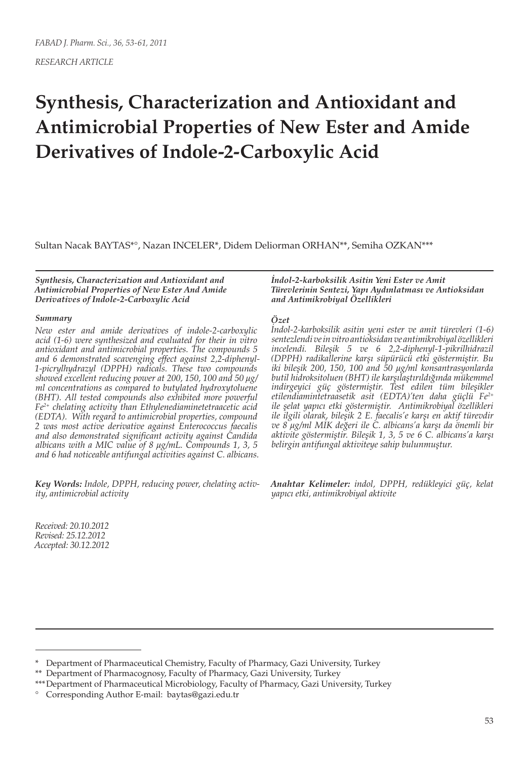FABAD J. Pharm. Sci., 36, 53-61, 2011

*RESEARCH ARTICLE*

# Synthesis, Characterization and Antioxidant and Antimicrobial Properties of New Ester and Amide Derivatives of Indole-2-Carboxylic Acid

Sultan Nacak BAYTAS*°, Nazan INCELER*, Didem Deliorman ORHAN**, Semiha OZKAN***

***Synthesis, Characterization and Antioxidant and Antimicrobial Properties of New Ester And Amide Derivatives of Indole-2-Carboxylic Acid***

***Summary***

*New ester and amide derivatives of indole-2-carboxylic acid (1-6) were synthesized and evaluated for their in vitro antioxidant and antimicrobial properties. The compounds 5 and 6 demonstrated scavenging effect against 2,2-diphenyl-1-picrylhydrazyl (DPPH) radicals. These two compounds showed excellent reducing power at 200, 150, 100 and 50 μg/ml concentrations as compared to butylated hydroxytoluene (BHT). All tested compounds also exhibited more powerful $Fe^{2+}$ chelating activity than Ethylenediaminetetraacetic acid (EDTA). With regard to antimicrobial properties, compound 2 was most active derivative against Enterococcus faecalis and also demonstrated significant activity against Candida albicans with a MIC value of 8 μg/mL. Compounds 1, 3, 5 and 6 had noticeable antifungal activities against C. albicans.*

***Key Words:*** *Indole, DPPH, reducing power, chelating activity, antimicrobial activity*

***İndol-2-karboksilik Asitin Yeni Ester ve Amit Türevlerinin Sentezi, Yapı Aydınlatması ve Antioksidan and Antimikrobiyal Özellikleri***

***Özet***

*İndol-2-karboksilik asitin yeni ester ve amit türevleri (1-6) sentezlendi ve in vitro antioksidan ve antimikrobiyal özellikleri incelendi. Bileşik 5 ve 6 2,2-diphenyl-1-pikrilhidrazil (DPPH) radikallerine karşı süpürücü etki göstermiştir. Bu iki bileşik 200, 150, 100 and 50 μg/ml konsantrasyonlarda butil hidroksitoluen (BHT) ile karşılaştırıldığında mükemmel indirgeyici güç göstermiştir. Test edilen tüm bileşikler etilendiamintetraasetik asit (EDTA)'ten daha güçlü $Fe^{2+}$ ile şelat yapıcı etki göstermiştir. Antimikrobiyal özellikleri ile ilgili olarak, bileşik 2 E. faecalis'e karşı en aktif türevdir ve 8 μg/ml MİK değeri ile C. albicans'a karşı da önemli bir aktivite göstermiştir. Bileşik 1, 3, 5 ve 6 C. albicans'a karşı belirgin antifungal aktiviteye sahip bulunmuştur.*

***Anahtar Kelimeler:*** *indol, DPPH, redükleyici güç, kelat yapıcı etki, antimikrobiyal aktivite*

*Received: 20.10.2012*
*Revised: 25.12.2012*
*Accepted: 30.12.2012*

\* Department of Pharmaceutical Chemistry, Faculty of Pharmacy, Gazi University, Turkey
** Department of Pharmacognosy, Faculty of Pharmacy, Gazi University, Turkey
*** Department of Pharmaceutical Microbiology, Faculty of Pharmacy, Gazi University, Turkey
° Corresponding Author E-mail: baytas@gazi.edu.tr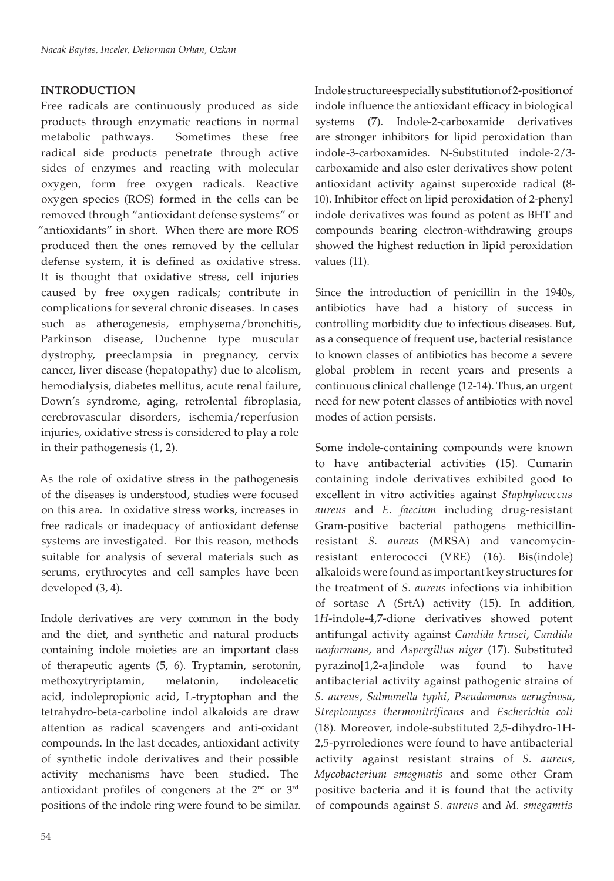## INTRODUCTION

Free radicals are continuously produced as side products through enzymatic reactions in normal metabolic pathways. Sometimes these free radical side products penetrate through active sides of enzymes and reacting with molecular oxygen, form free oxygen radicals. Reactive oxygen species (ROS) formed in the cells can be removed through "antioxidant defense systems" or "antioxidants" in short. When there are more ROS produced then the ones removed by the cellular defense system, it is defined as oxidative stress. It is thought that oxidative stress, cell injuries caused by free oxygen radicals; contribute in complications for several chronic diseases. In cases such as atherogenesis, emphysema/bronchitis, Parkinson disease, Duchenne type muscular dystrophy, preeclampsia in pregnancy, cervix cancer, liver disease (hepatopathy) due to alcolism, hemodialysis, diabetes mellitus, acute renal failure, Down's syndrome, aging, retrolental fibroplasia, cerebrovascular disorders, ischemia/reperfusion injuries, oxidative stress is considered to play a role in their pathogenesis (1, 2).

As the role of oxidative stress in the pathogenesis of the diseases is understood, studies were focused on this area. In oxidative stress works, increases in free radicals or inadequacy of antioxidant defense systems are investigated. For this reason, methods suitable for analysis of several materials such as serums, erythrocytes and cell samples have been developed (3, 4).

Indole derivatives are very common in the body and the diet, and synthetic and natural products containing indole moieties are an important class of therapeutic agents (5, 6). Tryptamin, serotonin, methoxytryriptamin, melatonin, indoleacetic acid, indolepropionic acid, L-tryptophan and the tetrahydro-beta-carboline indol alkaloids are draw attention as radical scavengers and anti-oxidant compounds. In the last decades, antioxidant activity of synthetic indole derivatives and their possible activity mechanisms have been studied. The antioxidant profiles of congeners at the 2nd or 3rd positions of the indole ring were found to be similar. Indole structure especially substitution of 2-position of indole influence the antioxidant efficacy in biological systems (7). Indole-2-carboxamide derivatives are stronger inhibitors for lipid peroxidation than indole-3-carboxamides. N-Substituted indole-2/3-carboxamide and also ester derivatives show potent antioxidant activity against superoxide radical (8-10). Inhibitor effect on lipid peroxidation of 2-phenyl indole derivatives was found as potent as BHT and compounds bearing electron-withdrawing groups showed the highest reduction in lipid peroxidation values (11).

Since the introduction of penicillin in the 1940s, antibiotics have had a history of success in controlling morbidity due to infectious diseases. But, as a consequence of frequent use, bacterial resistance to known classes of antibiotics has become a severe global problem in recent years and presents a continuous clinical challenge (12-14). Thus, an urgent need for new potent classes of antibiotics with novel modes of action persists.

Some indole-containing compounds were known to have antibacterial activities (15). Cumarin containing indole derivatives exhibited good to excellent in vitro activities against *Staphylacoccus aureus* and *E. faecium* including drug-resistant Gram-positive bacterial pathogens methicillin-resistant *S. aureus* (MRSA) and vancomycin-resistant enterococci (VRE) (16). Bis(indole) alkaloids were found as important key structures for the treatment of *S. aureus* infections via inhibition of sortase A (SrtA) activity (15). In addition, 1*H*-indole-4,7-dione derivatives showed potent antifungal activity against *Candida krusei*, *Candida neoformans*, and *Aspergillus niger* (17). Substituted pyrazino[1,2-a]indole was found to have antibacterial activity against pathogenic strains of *S. aureus*, *Salmonella typhi*, *Pseudomonas aeruginosa*, *Streptomyces thermonitrificans* and *Escherichia coli* (18). Moreover, indole-substituted 2,5-dihydro-1H-2,5-pyrrolediones were found to have antibacterial activity against resistant strains of *S. aureus*, *Mycobacterium smegmatis* and some other Gram positive bacteria and it is found that the activity of compounds against *S. aureus* and *M. smegamtis*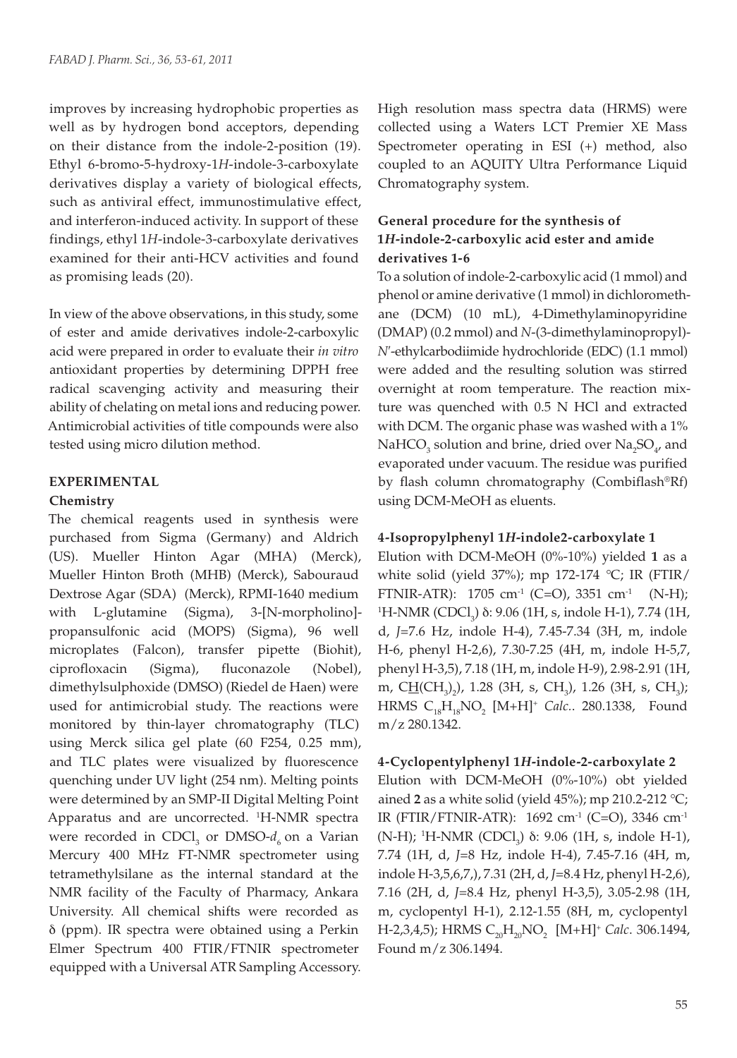improves by increasing hydrophobic properties as well as by hydrogen bond acceptors, depending on their distance from the indole-2-position (19). Ethyl 6-bromo-5-hydroxy-1*H*-indole-3-carboxylate derivatives display a variety of biological effects, such as antiviral effect, immunostimulative effect, and interferon-induced activity. In support of these findings, ethyl 1*H*-indole-3-carboxylate derivatives examined for their anti-HCV activities and found as promising leads (20).

In view of the above observations, in this study, some of ester and amide derivatives indole-2-carboxylic acid were prepared in order to evaluate their *in vitro* antioxidant properties by determining DPPH free radical scavenging activity and measuring their ability of chelating on metal ions and reducing power. Antimicrobial activities of title compounds were also tested using micro dilution method.

## EXPERIMENTAL

### Chemistry

The chemical reagents used in synthesis were purchased from Sigma (Germany) and Aldrich (US). Mueller Hinton Agar (MHA) (Merck), Mueller Hinton Broth (MHB) (Merck), Sabouraud Dextrose Agar (SDA) (Merck), RPMI-1640 medium with L-glutamine (Sigma), 3-[N-morpholino]-propansulfonic acid (MOPS) (Sigma), 96 well microplates (Falcon), transfer pipette (Biohit), ciprofloxacin (Sigma), fluconazole (Nobel), dimethylsulphoxide (DMSO) (Riedel de Haen) were used for antimicrobial study. The reactions were monitored by thin-layer chromatography (TLC) using Merck silica gel plate (60 F254, 0.25 mm), and TLC plates were visualized by fluorescence quenching under UV light (254 nm). Melting points were determined by an SMP-II Digital Melting Point Apparatus and are uncorrected. $^1$H-NMR spectra were recorded in $CDCl_3$ or DMSO-$d_6$ on a Varian Mercury 400 MHz FT-NMR spectrometer using tetramethylsilane as the internal standard at the NMR facility of the Faculty of Pharmacy, Ankara University. All chemical shifts were recorded as δ (ppm). IR spectra were obtained using a Perkin Elmer Spectrum 400 FTIR/FTNIR spectrometer equipped with a Universal ATR Sampling Accessory. High resolution mass spectra data (HRMS) were collected using a Waters LCT Premier XE Mass Spectrometer operating in ESI (+) method, also coupled to an AQUITY Ultra Performance Liquid Chromatography system.

### General procedure for the synthesis of 1*H*-indole-2-carboxylic acid ester and amide derivatives 1-6

To a solution of indole-2-carboxylic acid (1 mmol) and phenol or amine derivative (1 mmol) in dichloromethane (DCM) (10 mL), 4-Dimethylaminopyridine (DMAP) (0.2 mmol) and *N*-(3-dimethylaminopropyl)-*N'*-ethylcarbodiimide hydrochloride (EDC) (1.1 mmol) were added and the resulting solution was stirred overnight at room temperature. The reaction mixture was quenched with 0.5 N HCl and extracted with DCM. The organic phase was washed with a 1% $NaHCO_3$ solution and brine, dried over $Na_2SO_4$, and evaporated under vacuum. The residue was purified by flash column chromatography (Combiflash®Rf) using DCM-MeOH as eluents.

### 4-Isopropylphenyl 1*H*-indole2-carboxylate 1

Elution with DCM-MeOH (0%-10%) yielded **1** as a white solid (yield 37%); mp 172-174 °C; IR (FTIR/FTNIR-ATR): 1705 cm$^{-1}$ (C=O), 3351 cm$^{-1}$ (N-H); $^1$H-NMR ($CDCl_3$) δ: 9.06 (1H, s, indole H-1), 7.74 (1H, d, *J*=7.6 Hz, indole H-4), 7.45-7.34 (3H, m, indole H-6, phenyl H-2,6), 7.30-7.25 (4H, m, indole H-5,7, phenyl H-3,5), 7.18 (1H, m, indole H-9), 2.98-2.91 (1H, m, C<u>H</u>($CH_3$)$_2$), 1.28 (3H, s, $CH_3$), 1.26 (3H, s, $CH_3$); HRMS $C_{18}H_{18}NO_2$ [M+H]$^+$ *Calc.*. 280.1338, Found m/z 280.1342.

### 4-Cyclopentylphenyl 1*H*-indole-2-carboxylate 2

Elution with DCM-MeOH (0%-10%) obt yielded ained **2** as a white solid (yield 45%); mp 210.2-212 °C; IR (FTIR/FTNIR-ATR): 1692 cm$^{-1}$ (C=O), 3346 cm$^{-1}$ (N-H); $^1$H-NMR ($CDCl_3$) δ: 9.06 (1H, s, indole H-1), 7.74 (1H, d, *J*=8 Hz, indole H-4), 7.45-7.16 (4H, m, indole H-3,5,6,7,), 7.31 (2H, d, *J*=8.4 Hz, phenyl H-2,6), 7.16 (2H, d, *J*=8.4 Hz, phenyl H-3,5), 3.05-2.98 (1H, m, cyclopentyl H-1), 2.12-1.55 (8H, m, cyclopentyl H-2,3,4,5); HRMS $C_{20}H_{20}NO_2$ [M+H]$^+$ *Calc*. 306.1494, Found m/z 306.1494.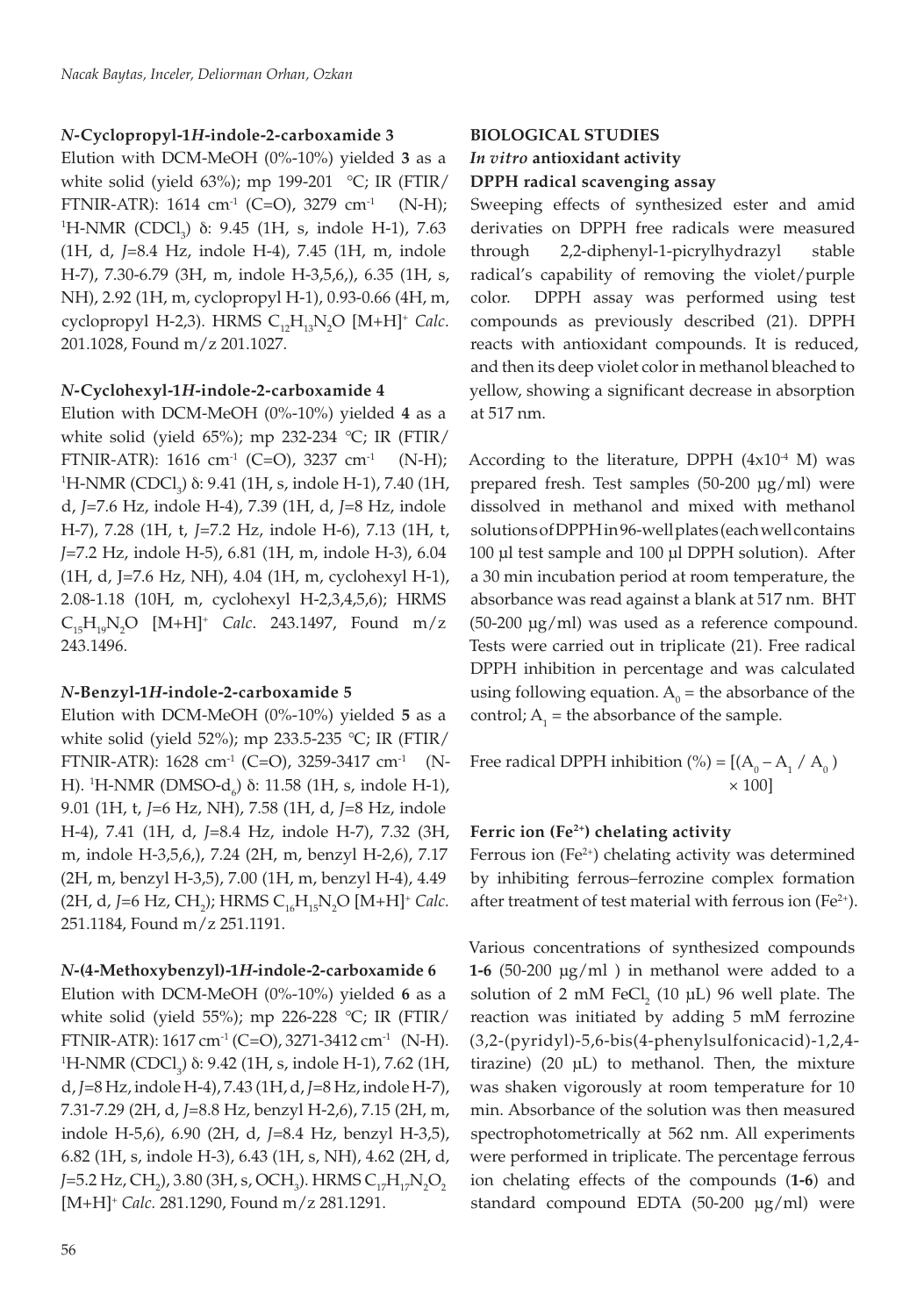### *N*-Cyclopropyl-1*H*-indole-2-carboxamide 3

Elution with DCM-MeOH (0%-10%) yielded **3** as a white solid (yield 63%); mp 199-201 °C; IR (FTIR/FTNIR-ATR): 1614 $cm^{-1}$ (C=O), 3279 $cm^{-1}$ (N-H); $^1$H-NMR ($CDCl_3$) δ: 9.45 (1H, s, indole H-1), 7.63 (1H, d, *J*=8.4 Hz, indole H-4), 7.45 (1H, m, indole H-7), 7.30-6.79 (3H, m, indole H-3,5,6,), 6.35 (1H, s, NH), 2.92 (1H, m, cyclopropyl H-1), 0.93-0.66 (4H, m, cyclopropyl H-2,3). HRMS $C_{12}H_{13}N_2O$ $[M+H]^+$ *Calc*. 201.1028, Found m/z 201.1027.

### *N*-Cyclohexyl-1*H*-indole-2-carboxamide 4

Elution with DCM-MeOH (0%-10%) yielded **4** as a white solid (yield 65%); mp 232-234 °C; IR (FTIR/FTNIR-ATR): 1616 $cm^{-1}$ (C=O), 3237 $cm^{-1}$ (N-H); $^1$H-NMR ($CDCl_3$) δ: 9.41 (1H, s, indole H-1), 7.40 (1H, d, *J*=7.6 Hz, indole H-4), 7.39 (1H, d, *J*=8 Hz, indole H-7), 7.28 (1H, t, *J*=7.2 Hz, indole H-6), 7.13 (1H, t, *J*=7.2 Hz, indole H-5), 6.81 (1H, m, indole H-3), 6.04 (1H, d, J=7.6 Hz, NH), 4.04 (1H, m, cyclohexyl H-1), 2.08-1.18 (10H, m, cyclohexyl H-2,3,4,5,6); HRMS $C_{15}H_{19}N_2O$ $[M+H]^+$ *Calc*. 243.1497, Found m/z 243.1496.

### *N*-Benzyl-1*H*-indole-2-carboxamide 5

Elution with DCM-MeOH (0%-10%) yielded **5** as a white solid (yield 52%); mp 233.5-235 °C; IR (FTIR/FTNIR-ATR): 1628 $cm^{-1}$ (C=O), 3259-3417 $cm^{-1}$ (N-H). $^1$H-NMR (DMSO-$d_6$) δ: 11.58 (1H, s, indole H-1), 9.01 (1H, t, *J*=6 Hz, NH), 7.58 (1H, d, *J*=8 Hz, indole H-4), 7.41 (1H, d, *J*=8.4 Hz, indole H-7), 7.32 (3H, m, indole H-3,5,6,), 7.24 (2H, m, benzyl H-2,6), 7.17 (2H, m, benzyl H-3,5), 7.00 (1H, m, benzyl H-4), 4.49 (2H, d, *J*=6 Hz, $CH_2$); HRMS $C_{16}H_{15}N_2O$ $[M+H]^+$ *Calc*. 251.1184, Found m/z 251.1191.

### *N*-(4-Methoxybenzyl)-1*H*-indole-2-carboxamide 6

Elution with DCM-MeOH (0%-10%) yielded **6** as a white solid (yield 55%); mp 226-228 °C; IR (FTIR/FTNIR-ATR): 1617 $cm^{-1}$ (C=O), 3271-3412 $cm^{-1}$ (N-H). $^1$H-NMR ($CDCl_3$) δ: 9.42 (1H, s, indole H-1), 7.62 (1H, d, *J*=8 Hz, indole H-4), 7.43 (1H, d, *J*=8 Hz, indole H-7), 7.31-7.29 (2H, d, *J*=8.8 Hz, benzyl H-2,6), 7.15 (2H, m, indole H-5,6), 6.90 (2H, d, *J*=8.4 Hz, benzyl H-3,5), 6.82 (1H, s, indole H-3), 6.43 (1H, s, NH), 4.62 (2H, d, *J*=5.2 Hz, $CH_2$), 3.80 (3H, s, $OCH_3$). HRMS $C_{17}H_{17}N_2O_2$ $[M+H]^+$ *Calc*. 281.1290, Found m/z 281.1291.

## BIOLOGICAL STUDIES

### *In vitro* antioxidant activity

#### DPPH radical scavenging assay

Sweeping effects of synthesized ester and amid derivaties on DPPH free radicals were measured through 2,2-diphenyl-1-picrylhydrazyl stable radical's capability of removing the violet/purple color. DPPH assay was performed using test compounds as previously described (21). DPPH reacts with antioxidant compounds. It is reduced, and then its deep violet color in methanol bleached to yellow, showing a significant decrease in absorption at 517 nm.

According to the literature, DPPH ($4x10^{-4}$ M) was prepared fresh. Test samples (50-200 µg/ml) were dissolved in methanol and mixed with methanol solutions of DPPH in 96-well plates (each well contains 100 µl test sample and 100 µl DPPH solution). After a 30 min incubation period at room temperature, the absorbance was read against a blank at 517 nm. BHT (50-200 µg/ml) was used as a reference compound. Tests were carried out in triplicate (21). Free radical DPPH inhibition in percentage and was calculated using following equation. $A_0$ = the absorbance of the control; $A_1$ = the absorbance of the sample.

$$\text{Free radical DPPH inhibition (\%)} = [(A_0 - A_1 / A_0) \times 100]$$

#### Ferric ion ($Fe^{2+}$) chelating activity

Ferrous ion ($Fe^{2+}$) chelating activity was determined by inhibiting ferrous–ferrozine complex formation after treatment of test material with ferrous ion ($Fe^{2+}$).

Various concentrations of synthesized compounds **1-6** (50-200 µg/ml ) in methanol were added to a solution of 2 mM $FeCl_2$ (10 µL) 96 well plate. The reaction was initiated by adding 5 mM ferrozine (3,2-(pyridyl)-5,6-bis(4-phenylsulfonicacid)-1,2,4-tirazine) (20 µL) to methanol. Then, the mixture was shaken vigorously at room temperature for 10 min. Absorbance of the solution was then measured spectrophotometrically at 562 nm. All experiments were performed in triplicate. The percentage ferrous ion chelating effects of the compounds (**1-6**) and standard compound EDTA (50-200 µg/ml) were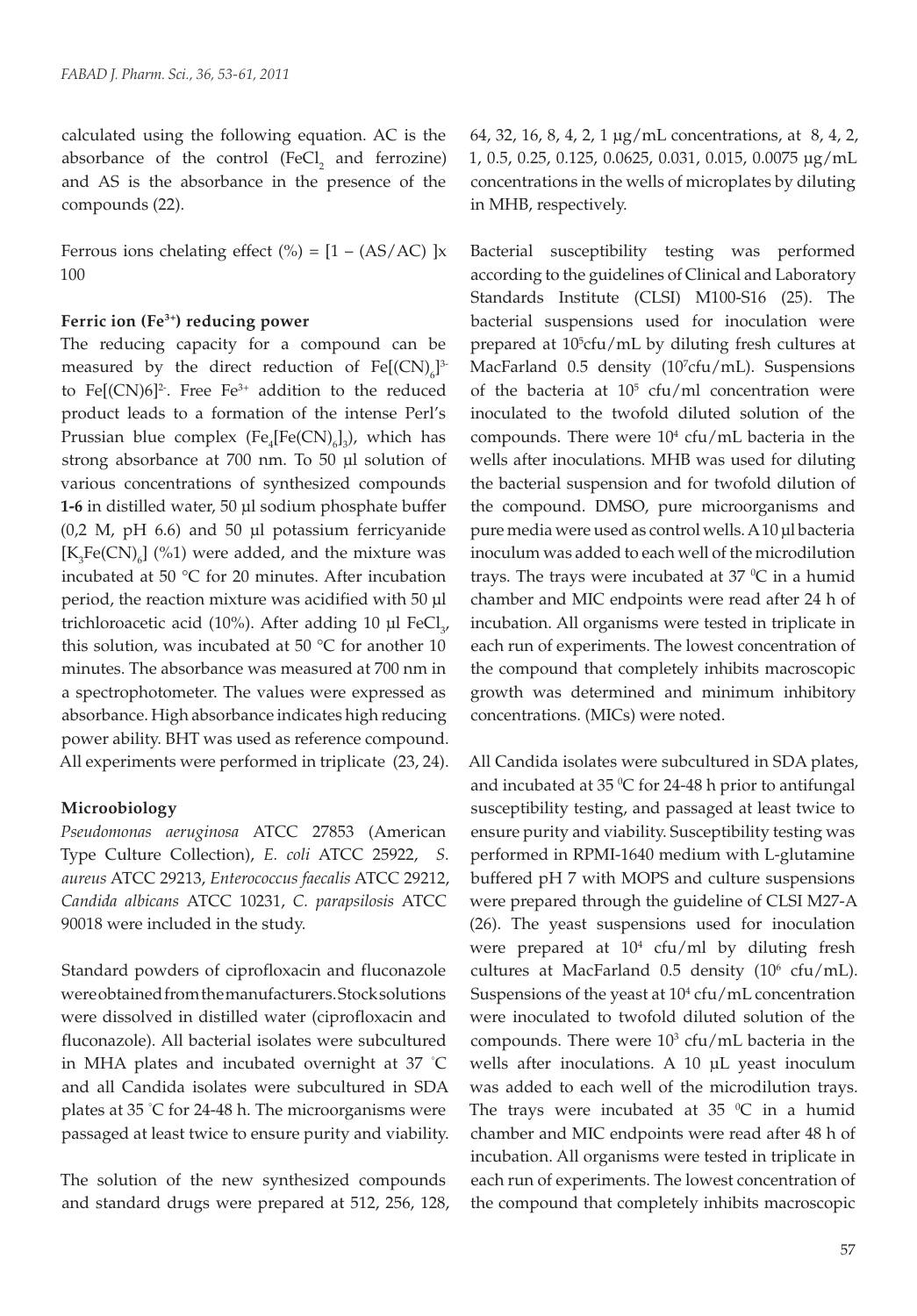calculated using the following equation. AC is the absorbance of the control ($FeCl_2$ and ferrozine) and AS is the absorbance in the presence of the compounds (22).

Ferrous ions chelating effect (%) = [1 – (AS/AC) ]x 100

**Ferric ion ($Fe^{3+}$) reducing power**

The reducing capacity for a compound can be measured by the direct reduction of $Fe[(CN)_6]^{3-}$ to $Fe[(CN)6]^{2-}$. Free $Fe^{3+}$ addition to the reduced product leads to a formation of the intense Perl's Prussian blue complex ($Fe_4[Fe(CN)_6]_3$), which has strong absorbance at 700 nm. To 50 µl solution of various concentrations of synthesized compounds **1-6** in distilled water, 50 µl sodium phosphate buffer (0,2 M, pH 6.6) and 50 µl potassium ferricyanide $[K_3Fe(CN)_6]$ (%1) were added, and the mixture was incubated at 50 °C for 20 minutes. After incubation period, the reaction mixture was acidified with 50 µl trichloroacetic acid (10%). After adding 10 µl $FeCl_3$, this solution, was incubated at 50 °C for another 10 minutes. The absorbance was measured at 700 nm in a spectrophotometer. The values were expressed as absorbance. High absorbance indicates high reducing power ability. BHT was used as reference compound. All experiments were performed in triplicate (23, 24).

**Microobiology**

*Pseudomonas aeruginosa* ATCC 27853 (American Type Culture Collection), *E. coli* ATCC 25922, *S. aureus* ATCC 29213, *Enterococcus faecalis* ATCC 29212, *Candida albicans* ATCC 10231, *C. parapsilosis* ATCC 90018 were included in the study.

Standard powders of ciprofloxacin and fluconazole were obtained from the manufacturers. Stock solutions were dissolved in distilled water (ciprofloxacin and fluconazole). All bacterial isolates were subcultured in MHA plates and incubated overnight at 37 °C and all Candida isolates were subcultured in SDA plates at 35 °C for 24-48 h. The microorganisms were passaged at least twice to ensure purity and viability.

The solution of the new synthesized compounds and standard drugs were prepared at 512, 256, 128, 64, 32, 16, 8, 4, 2, 1 µg/mL concentrations, at 8, 4, 2, 1, 0.5, 0.25, 0.125, 0.0625, 0.031, 0.015, 0.0075 µg/mL concentrations in the wells of microplates by diluting in MHB, respectively.

Bacterial susceptibility testing was performed according to the guidelines of Clinical and Laboratory Standards Institute (CLSI) M100-S16 (25). The bacterial suspensions used for inoculation were prepared at $10^5$cfu/mL by diluting fresh cultures at MacFarland 0.5 density ($10^7$cfu/mL). Suspensions of the bacteria at $10^5$ cfu/ml concentration were inoculated to the twofold diluted solution of the compounds. There were $10^4$ cfu/mL bacteria in the wells after inoculations. MHB was used for diluting the bacterial suspension and for twofold dilution of the compound. DMSO, pure microorganisms and pure media were used as control wells. A 10 µl bacteria inoculum was added to each well of the microdilution trays. The trays were incubated at 37 °C in a humid chamber and MIC endpoints were read after 24 h of incubation. All organisms were tested in triplicate in each run of experiments. The lowest concentration of the compound that completely inhibits macroscopic growth was determined and minimum inhibitory concentrations. (MICs) were noted.

All Candida isolates were subcultured in SDA plates, and incubated at 35 °C for 24-48 h prior to antifungal susceptibility testing, and passaged at least twice to ensure purity and viability. Susceptibility testing was performed in RPMI-1640 medium with L-glutamine buffered pH 7 with MOPS and culture suspensions were prepared through the guideline of CLSI M27-A (26). The yeast suspensions used for inoculation were prepared at $10^4$ cfu/ml by diluting fresh cultures at MacFarland 0.5 density ($10^6$ cfu/mL). Suspensions of the yeast at $10^4$ cfu/mL concentration were inoculated to twofold diluted solution of the compounds. There were $10^3$ cfu/mL bacteria in the wells after inoculations. A 10 µL yeast inoculum was added to each well of the microdilution trays. The trays were incubated at 35 °C in a humid chamber and MIC endpoints were read after 48 h of incubation. All organisms were tested in triplicate in each run of experiments. The lowest concentration of the compound that completely inhibits macroscopic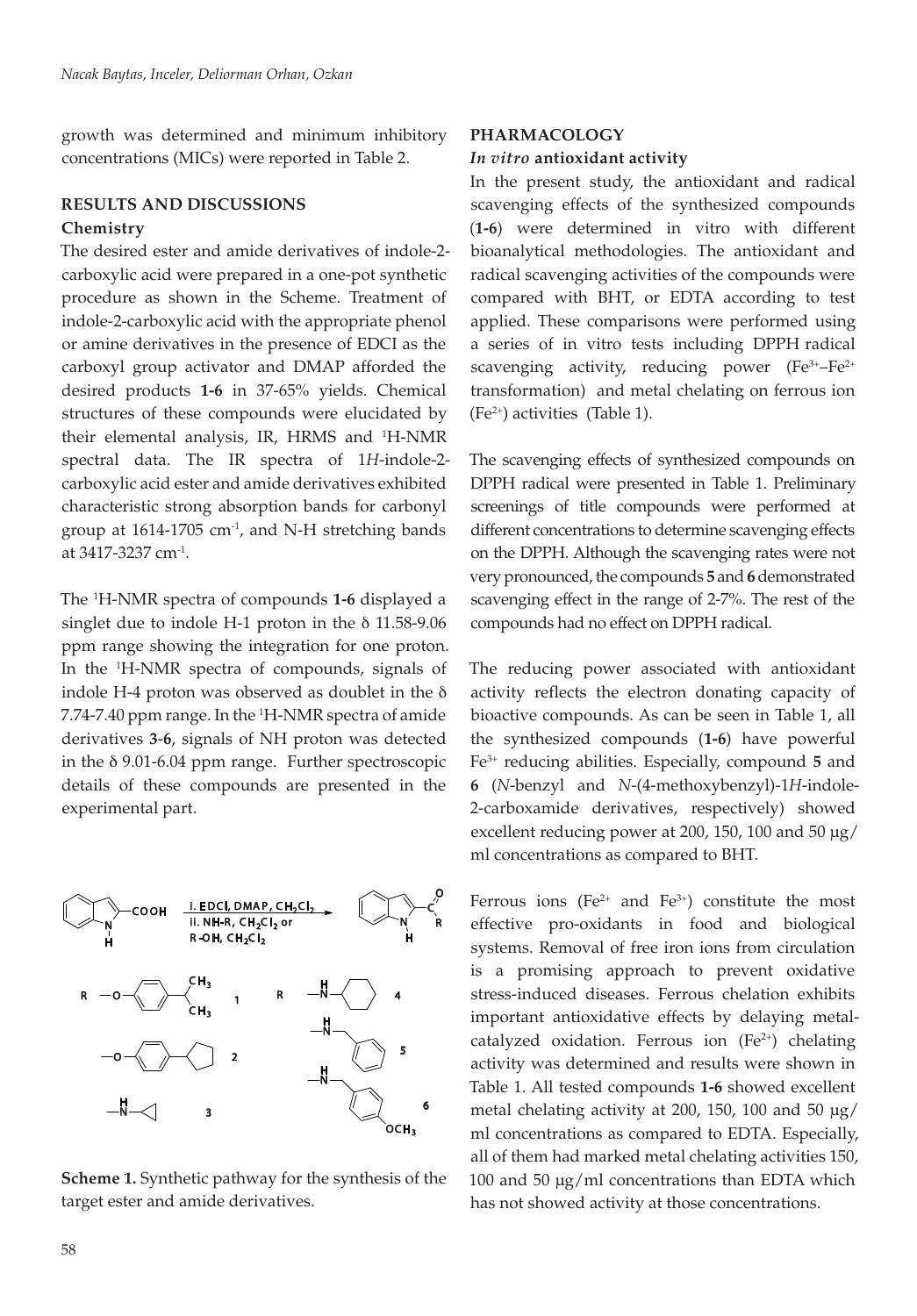growth was determined and minimum inhibitory concentrations (MICs) were reported in Table 2.

## RESULTS AND DISCUSSIONS

### Chemistry

The desired ester and amide derivatives of indole-2-carboxylic acid were prepared in a one-pot synthetic procedure as shown in the Scheme. Treatment of indole-2-carboxylic acid with the appropriate phenol or amine derivatives in the presence of EDCI as the carboxyl group activator and DMAP afforded the desired products **1-6** in 37-65% yields. Chemical structures of these compounds were elucidated by their elemental analysis, IR, HRMS and $^1$H-NMR spectral data. The IR spectra of 1*H*-indole-2-carboxylic acid ester and amide derivatives exhibited characteristic strong absorption bands for carbonyl group at 1614-1705 $cm^{-1}$, and N-H stretching bands at 3417-3237 $cm^{-1}$.

The $^1$H-NMR spectra of compounds **1-6** displayed a singlet due to indole H-1 proton in the δ 11.58-9.06 ppm range showing the integration for one proton. In the $^1$H-NMR spectra of compounds, signals of indole H-4 proton was observed as doublet in the δ 7.74-7.40 ppm range. In the $^1$H-NMR spectra of amide derivatives **3-6**, signals of NH proton was detected in the δ 9.01-6.04 ppm range. Further spectroscopic details of these compounds are presented in the experimental part.

i. EDCI, DMAP, $CH_2Cl_2$
ii. NH-R, $CH_2Cl_2$ or R-OH, $CH_2Cl_2$

**Scheme 1.** Synthetic pathway for the synthesis of the target ester and amide derivatives.

## PHARMACOLOGY

### *In vitro* antioxidant activity

In the present study, the antioxidant and radical scavenging effects of the synthesized compounds (**1-6**) were determined in vitro with different bioanalytical methodologies. The antioxidant and radical scavenging activities of the compounds were compared with BHT, or EDTA according to test applied. These comparisons were performed using a series of in vitro tests including DPPH radical scavenging activity, reducing power ($Fe^{3+}$–$Fe^{2+}$ transformation) and metal chelating on ferrous ion ($Fe^{2+}$) activities (Table 1).

The scavenging effects of synthesized compounds on DPPH radical were presented in Table 1. Preliminary screenings of title compounds were performed at different concentrations to determine scavenging effects on the DPPH. Although the scavenging rates were not very pronounced, the compounds **5** and **6** demonstrated scavenging effect in the range of 2-7%. The rest of the compounds had no effect on DPPH radical.

The reducing power associated with antioxidant activity reflects the electron donating capacity of bioactive compounds. As can be seen in Table 1, all the synthesized compounds (**1-6**) have powerful $Fe^{3+}$ reducing abilities. Especially, compound **5** and **6** (*N*-benzyl and *N*-(4-methoxybenzyl)-1*H*-indole-2-carboxamide derivatives, respectively) showed excellent reducing power at 200, 150, 100 and 50 µg/ml concentrations as compared to BHT.

Ferrous ions ($Fe^{2+}$ and $Fe^{3+}$) constitute the most effective pro-oxidants in food and biological systems. Removal of free iron ions from circulation is a promising approach to prevent oxidative stress-induced diseases. Ferrous chelation exhibits important antioxidative effects by delaying metal-catalyzed oxidation. Ferrous ion ($Fe^{2+}$) chelating activity was determined and results were shown in Table 1. All tested compounds **1-6** showed excellent metal chelating activity at 200, 150, 100 and 50 µg/ml concentrations as compared to EDTA. Especially, all of them had marked metal chelating activities 150, 100 and 50 µg/ml concentrations than EDTA which has not showed activity at those concentrations.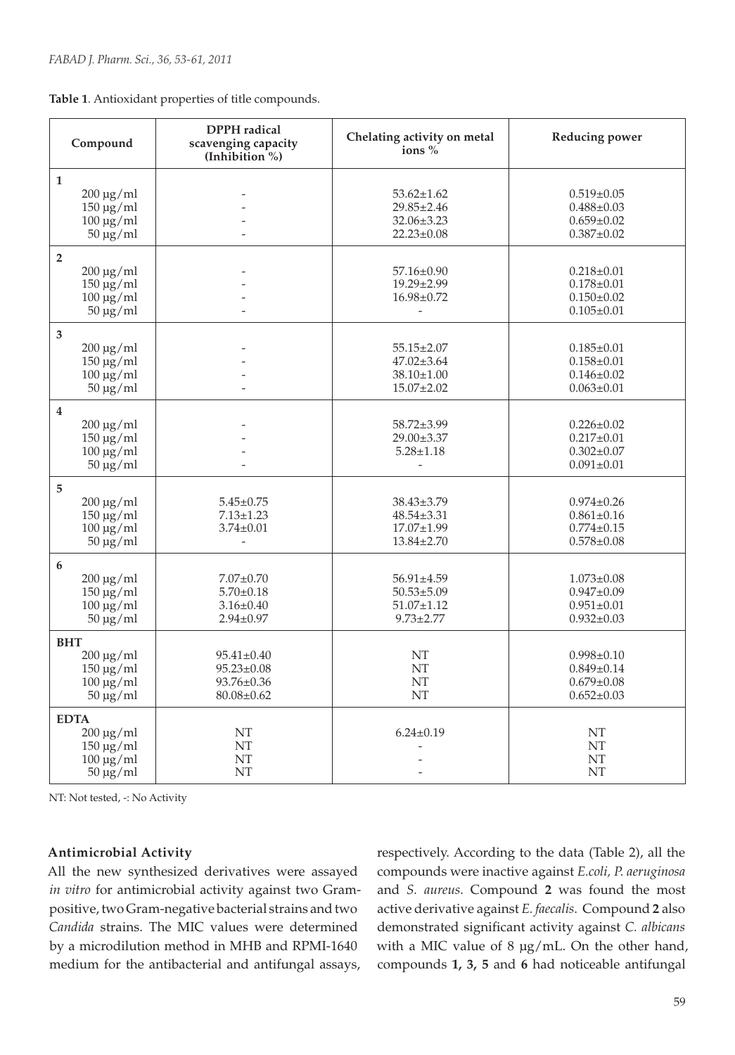**Table 1**. Antioxidant properties of title compounds.

| Compound | DPPH radical scavenging capacity (Inhibition %) | Chelating activity on metal ions % | Reducing power |
|---|---|---|---|
| **1** | | | |
| 200 µg/ml | - | 53.62±1.62 | 0.519±0.05 |
| 150 µg/ml | - | 29.85±2.46 | 0.488±0.03 |
| 100 µg/ml | - | 32.06±3.23 | 0.659±0.02 |
| 50 µg/ml | - | 22.23±0.08 | 0.387±0.02 |
| **2** | | | |
| 200 µg/ml | - | 57.16±0.90 | 0.218±0.01 |
| 150 µg/ml | - | 19.29±2.99 | 0.178±0.01 |
| 100 µg/ml | - | 16.98±0.72 | 0.150±0.02 |
| 50 µg/ml | - | - | 0.105±0.01 |
| **3** | | | |
| 200 µg/ml | - | 55.15±2.07 | 0.185±0.01 |
| 150 µg/ml | - | 47.02±3.64 | 0.158±0.01 |
| 100 µg/ml | - | 38.10±1.00 | 0.146±0.02 |
| 50 µg/ml | - | 15.07±2.02 | 0.063±0.01 |
| **4** | | | |
| 200 µg/ml | - | 58.72±3.99 | 0.226±0.02 |
| 150 µg/ml | - | 29.00±3.37 | 0.217±0.01 |
| 100 µg/ml | - | 5.28±1.18 | 0.302±0.07 |
| 50 µg/ml | - | - | 0.091±0.01 |
| **5** | | | |
| 200 µg/ml | 5.45±0.75 | 38.43±3.79 | 0.974±0.26 |
| 150 µg/ml | 7.13±1.23 | 48.54±3.31 | 0.861±0.16 |
| 100 µg/ml | 3.74±0.01 | 17.07±1.99 | 0.774±0.15 |
| 50 µg/ml | - | 13.84±2.70 | 0.578±0.08 |
| **6** | | | |
| 200 µg/ml | 7.07±0.70 | 56.91±4.59 | 1.073±0.08 |
| 150 µg/ml | 5.70±0.18 | 50.53±5.09 | 0.947±0.09 |
| 100 µg/ml | 3.16±0.40 | 51.07±1.12 | 0.951±0.01 |
| 50 µg/ml | 2.94±0.97 | 9.73±2.77 | 0.932±0.03 |
| **BHT** | | | |
| 200 µg/ml | 95.41±0.40 | NT | 0.998±0.10 |
| 150 µg/ml | 95.23±0.08 | NT | 0.849±0.14 |
| 100 µg/ml | 93.76±0.36 | NT | 0.679±0.08 |
| 50 µg/ml | 80.08±0.62 | NT | 0.652±0.03 |
| **EDTA** | | | |
| 200 µg/ml | NT | 6.24±0.19 | NT |
| 150 µg/ml | NT | - | NT |
| 100 µg/ml | NT | - | NT |
| 50 µg/ml | NT | - | NT |

NT: Not tested, -: No Activity

### Antimicrobial Activity

All the new synthesized derivatives were assayed *in vitro* for antimicrobial activity against two Gram-positive, two Gram-negative bacterial strains and two *Candida* strains. The MIC values were determined by a microdilution method in MHB and RPMI-1640 medium for the antibacterial and antifungal assays, respectively. According to the data (Table 2), all the compounds were inactive against *E.coli, P. aeruginosa* and *S. aureus*. Compound **2** was found the most active derivative against *E. faecalis*. Compound **2** also demonstrated significant activity against *C. albicans* with a MIC value of 8 µg/mL. On the other hand, compounds **1, 3, 5** and **6** had noticeable antifungal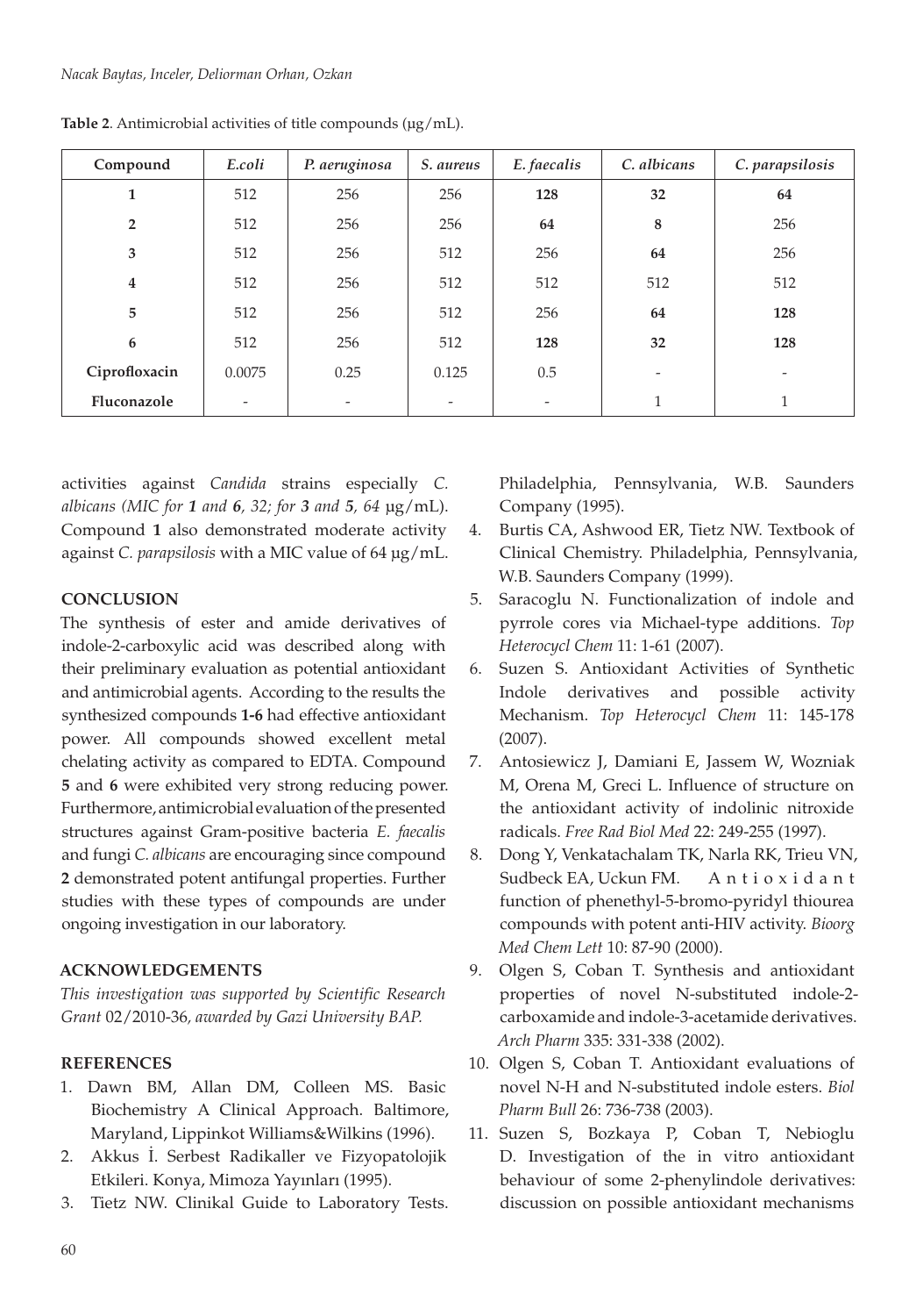**Table 2**. Antimicrobial activities of title compounds (µg/mL).

| Compound | *E.coli* | *P. aeruginosa* | *S. aureus* | *E. faecalis* | *C. albicans* | *C. parapsilosis* |
|---|---|---|---|---|---|---|
| **1** | 512 | 256 | 256 | **128** | **32** | **64** |
| **2** | 512 | 256 | 256 | **64** | **8** | 256 |
| **3** | 512 | 256 | 512 | 256 | **64** | 256 |
| **4** | 512 | 256 | 512 | 512 | 512 | 512 |
| **5** | 512 | 256 | 512 | 256 | **64** | **128** |
| **6** | 512 | 256 | 512 | **128** | **32** | **128** |
| **Ciprofloxacin** | 0.0075 | 0.25 | 0.125 | 0.5 | - | - |
| **Fluconazole** | - | - | - | - | 1 | 1 |

activities against *Candida* strains especially *C. albicans (MIC for **1** and **6**, 32; for **3** and **5**, 64* µg/mL). Compound **1** also demonstrated moderate activity against *C. parapsilosis* with a MIC value of 64 µg/mL.

## CONCLUSION

The synthesis of ester and amide derivatives of indole-2-carboxylic acid was described along with their preliminary evaluation as potential antioxidant and antimicrobial agents. According to the results the synthesized compounds **1-6** had effective antioxidant power. All compounds showed excellent metal chelating activity as compared to EDTA. Compound **5** and **6** were exhibited very strong reducing power. Furthermore, antimicrobial evaluation of the presented structures against Gram-positive bacteria *E. faecalis* and fungi *C. albicans* are encouraging since compound **2** demonstrated potent antifungal properties. Further studies with these types of compounds are under ongoing investigation in our laboratory.

## ACKNOWLEDGEMENTS

*This investigation was supported by Scientific Research Grant* 02/2010-36, *awarded by Gazi University BAP.*

## REFERENCES

1. Dawn BM, Allan DM, Colleen MS. Basic Biochemistry A Clinical Approach. Baltimore, Maryland, Lippinkot Williams&Wilkins (1996).
2. Akkus İ. Serbest Radikaller ve Fizyopatolojik Etkileri. Konya, Mimoza Yayınları (1995).
3. Tietz NW. Clinikal Guide to Laboratory Tests. Philadelphia, Pennsylvania, W.B. Saunders Company (1995).
4. Burtis CA, Ashwood ER, Tietz NW. Textbook of Clinical Chemistry. Philadelphia, Pennsylvania, W.B. Saunders Company (1999).
5. Saracoglu N. Functionalization of indole and pyrrole cores via Michael-type additions. *Top Heterocycl Chem* 11: 1-61 (2007).
6. Suzen S. Antioxidant Activities of Synthetic Indole derivatives and possible activity Mechanism. *Top Heterocycl Chem* 11: 145-178 (2007).
7. Antosiewicz J, Damiani E, Jassem W, Wozniak M, Orena M, Greci L. Influence of structure on the antioxidant activity of indolinic nitroxide radicals. *Free Rad Biol Med* 22: 249-255 (1997).
8. Dong Y, Venkatachalam TK, Narla RK, Trieu VN, Sudbeck EA, Uckun FM. Antioxidant function of phenethyl-5-bromo-pyridyl thiourea compounds with potent anti-HIV activity. *Bioorg Med Chem Lett* 10: 87-90 (2000).
9. Olgen S, Coban T. Synthesis and antioxidant properties of novel N-substituted indole-2-carboxamide and indole-3-acetamide derivatives. *Arch Pharm* 335: 331-338 (2002).
10. Olgen S, Coban T. Antioxidant evaluations of novel N-H and N-substituted indole esters. *Biol Pharm Bull* 26: 736-738 (2003).
11. Suzen S, Bozkaya P, Coban T, Nebioglu D. Investigation of the in vitro antioxidant behaviour of some 2-phenylindole derivatives: discussion on possible antioxidant mechanisms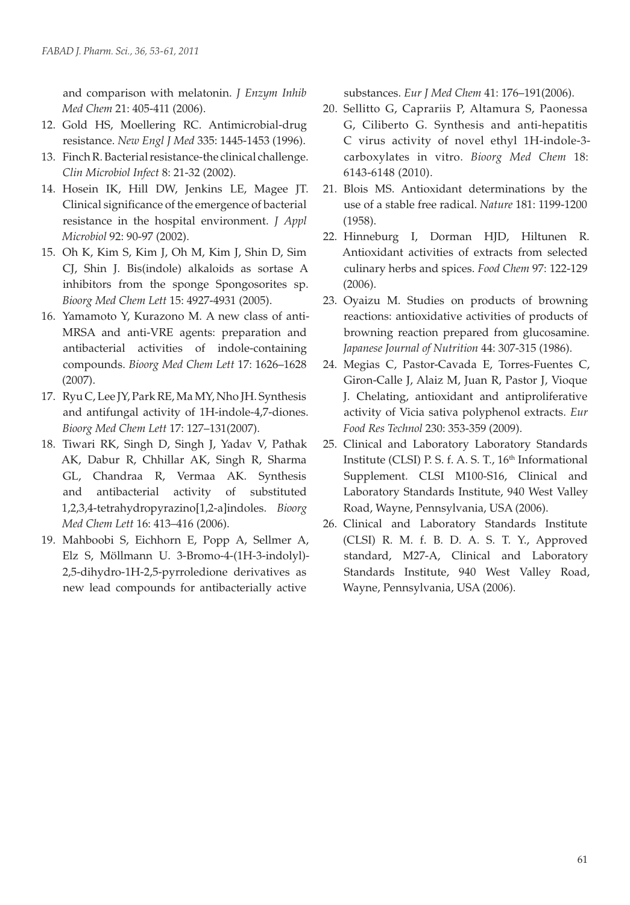and comparison with melatonin. *J Enzym Inhib Med Chem* 21: 405-411 (2006).

12. Gold HS, Moellering RC. Antimicrobial-drug resistance. *New Engl J Med* 335: 1445-1453 (1996).
13. Finch R. Bacterial resistance-the clinical challenge. *Clin Microbiol Infect* 8: 21-32 (2002).
14. Hosein IK, Hill DW, Jenkins LE, Magee JT. Clinical significance of the emergence of bacterial resistance in the hospital environment. *J Appl Microbiol* 92: 90-97 (2002).
15. Oh K, Kim S, Kim J, Oh M, Kim J, Shin D, Sim CJ, Shin J. Bis(indole) alkaloids as sortase A inhibitors from the sponge Spongosorites sp. *Bioorg Med Chem Lett* 15: 4927-4931 (2005).
16. Yamamoto Y, Kurazono M. A new class of anti-MRSA and anti-VRE agents: preparation and antibacterial activities of indole-containing compounds. *Bioorg Med Chem Lett* 17: 1626–1628 (2007).
17. Ryu C, Lee JY, Park RE, Ma MY, Nho JH. Synthesis and antifungal activity of 1H-indole-4,7-diones. *Bioorg Med Chem Lett* 17: 127–131(2007).
18. Tiwari RK, Singh D, Singh J, Yadav V, Pathak AK, Dabur R, Chhillar AK, Singh R, Sharma GL, Chandraa R, Vermaa AK. Synthesis and antibacterial activity of substituted 1,2,3,4-tetrahydropyrazino[1,2-a]indoles. *Bioorg Med Chem Lett* 16: 413–416 (2006).
19. Mahboobi S, Eichhorn E, Popp A, Sellmer A, Elz S, Möllmann U. 3-Bromo-4-(1H-3-indolyl)-2,5-dihydro-1H-2,5-pyrroledione derivatives as new lead compounds for antibacterially active substances. *Eur J Med Chem* 41: 176–191(2006).
20. Sellitto G, Caprariis P, Altamura S, Paonessa G, Ciliberto G. Synthesis and anti-hepatitis C virus activity of novel ethyl 1H-indole-3-carboxylates in vitro. *Bioorg Med Chem* 18: 6143-6148 (2010).
21. Blois MS. Antioxidant determinations by the use of a stable free radical. *Nature* 181: 1199-1200 (1958).
22. Hinneburg I, Dorman HJD, Hiltunen R. Antioxidant activities of extracts from selected culinary herbs and spices. *Food Chem* 97: 122-129 (2006).
23. Oyaizu M. Studies on products of browning reactions: antioxidative activities of products of browning reaction prepared from glucosamine. *Japanese Journal of Nutrition* 44: 307-315 (1986).
24. Megias C, Pastor-Cavada E, Torres-Fuentes C, Giron-Calle J, Alaiz M, Juan R, Pastor J, Vioque J. Chelating, antioxidant and antiproliferative activity of Vicia sativa polyphenol extracts. *Eur Food Res Technol* 230: 353-359 (2009).
25. Clinical and Laboratory Laboratory Standards Institute (CLSI) P. S. f. A. S. T., 16th Informational Supplement. CLSI M100-S16, Clinical and Laboratory Standards Institute, 940 West Valley Road, Wayne, Pennsylvania, USA (2006).
26. Clinical and Laboratory Standards Institute (CLSI) R. M. f. B. D. A. S. T. Y., Approved standard, M27-A, Clinical and Laboratory Standards Institute, 940 West Valley Road, Wayne, Pennsylvania, USA (2006).